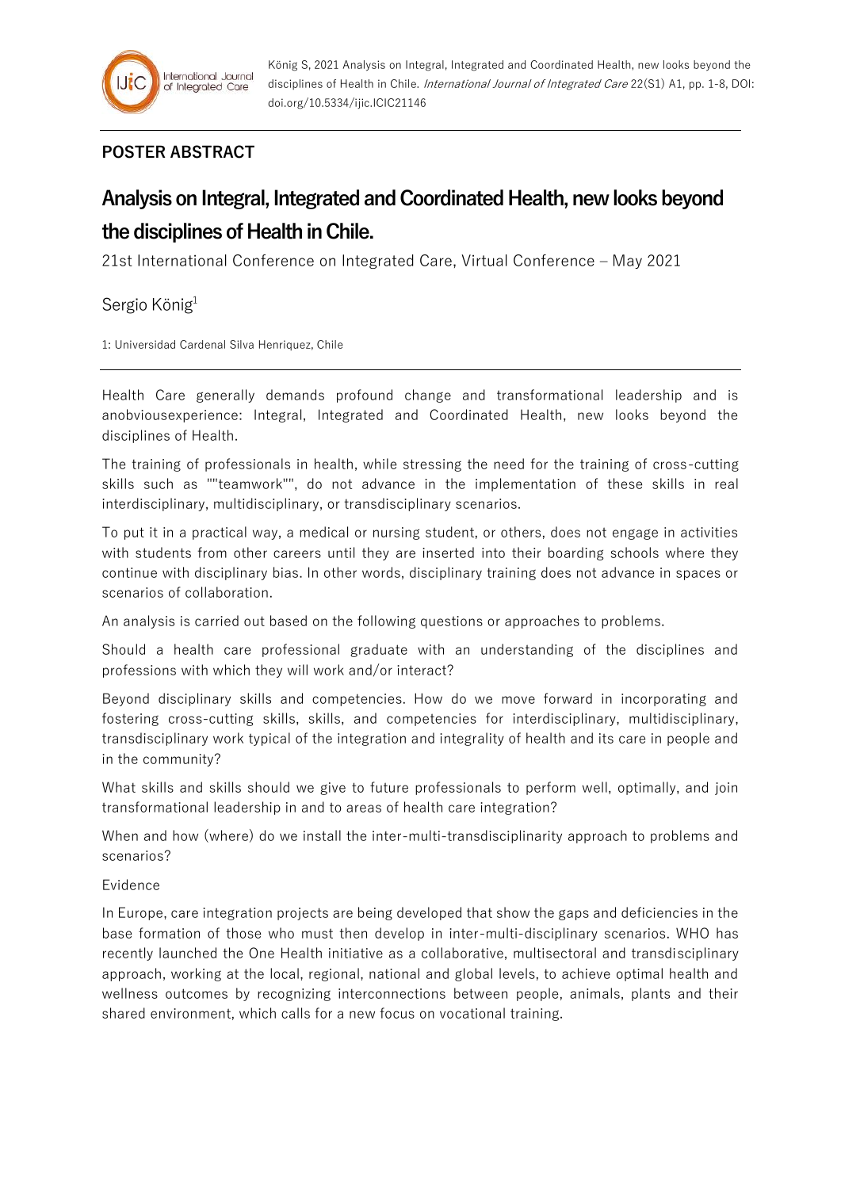König S, 2021 Analysis on Integral, Integrated and Coordinated Health, new looks beyond the disciplines of Health in Chile. *International Journal of Integrated Care* 22(S1) A1, pp. 1-8, DOI: doi.org/10.5334/ijic.ICIC21146

**POSTER ABSTRACT**

# Analysis on Integral, Integrated and Coordinated Health, new looks beyond the disciplines of Health in Chile.

21st International Conference on Integrated Care, Virtual Conference – May 2021

Sergio König[1]

1: Universidad Cardenal Silva Henriquez, Chile

---

Health Care generally demands profound change and transformational leadership and is anobviousexperience: Integral, Integrated and Coordinated Health, new looks beyond the disciplines of Health.

The training of professionals in health, while stressing the need for the training of cross-cutting skills such as ""teamwork"", do not advance in the implementation of these skills in real interdisciplinary, multidisciplinary, or transdisciplinary scenarios.

To put it in a practical way, a medical or nursing student, or others, does not engage in activities with students from other careers until they are inserted into their boarding schools where they continue with disciplinary bias. In other words, disciplinary training does not advance in spaces or scenarios of collaboration.

An analysis is carried out based on the following questions or approaches to problems.

Should a health care professional graduate with an understanding of the disciplines and professions with which they will work and/or interact?

Beyond disciplinary skills and competencies. How do we move forward in incorporating and fostering cross-cutting skills, skills, and competencies for interdisciplinary, multidisciplinary, transdisciplinary work typical of the integration and integrality of health and its care in people and in the community?

What skills and skills should we give to future professionals to perform well, optimally, and join transformational leadership in and to areas of health care integration?

When and how (where) do we install the inter-multi-transdisciplinarity approach to problems and scenarios?

Evidence

In Europe, care integration projects are being developed that show the gaps and deficiencies in the base formation of those who must then develop in inter-multi-disciplinary scenarios. WHO has recently launched the One Health initiative as a collaborative, multisectoral and transdisciplinary approach, working at the local, regional, national and global levels, to achieve optimal health and wellness outcomes by recognizing interconnections between people, animals, plants and their shared environment, which calls for a new focus on vocational training.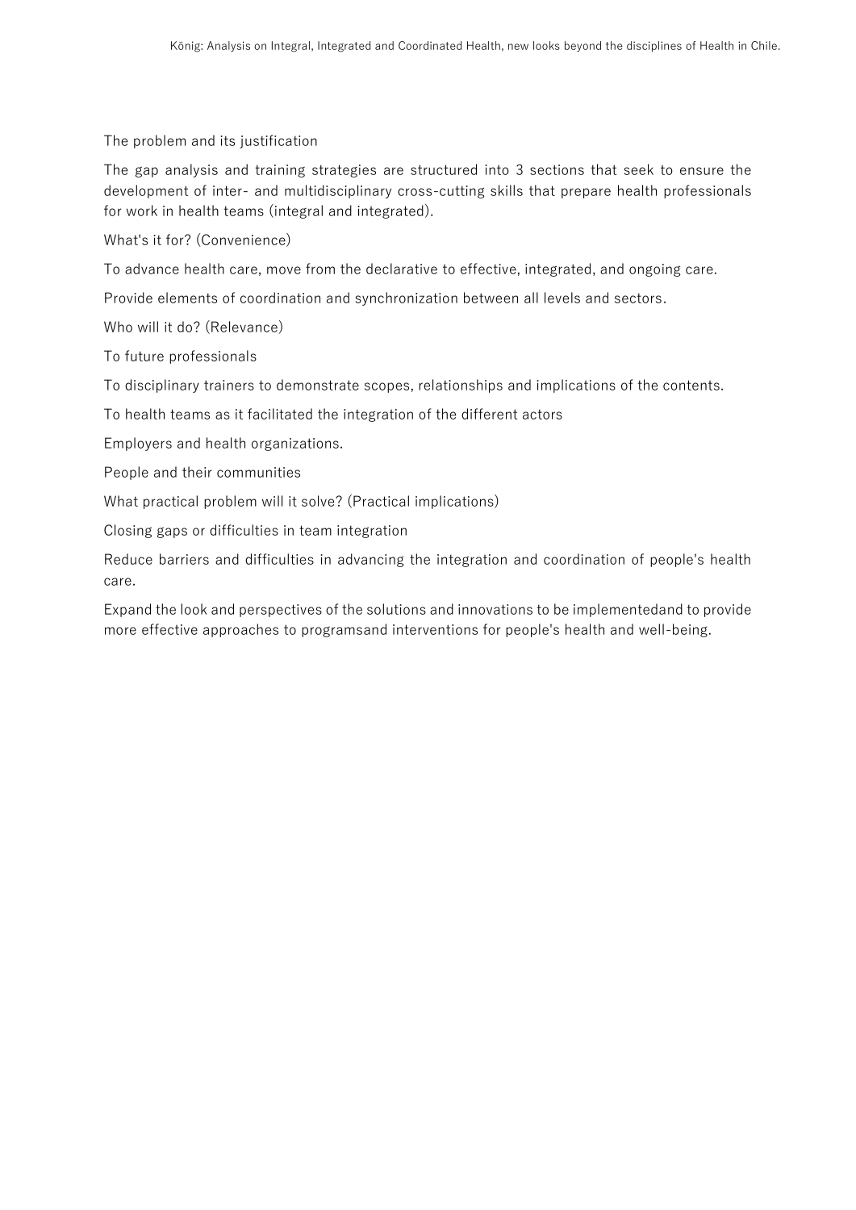The problem and its justification

The gap analysis and training strategies are structured into 3 sections that seek to ensure the development of inter- and multidisciplinary cross-cutting skills that prepare health professionals for work in health teams (integral and integrated).

What's it for? (Convenience)

To advance health care, move from the declarative to effective, integrated, and ongoing care.

Provide elements of coordination and synchronization between all levels and sectors.

Who will it do? (Relevance)

To future professionals

To disciplinary trainers to demonstrate scopes, relationships and implications of the contents.

To health teams as it facilitated the integration of the different actors

Employers and health organizations.

People and their communities

What practical problem will it solve? (Practical implications)

Closing gaps or difficulties in team integration

Reduce barriers and difficulties in advancing the integration and coordination of people's health care.

Expand the look and perspectives of the solutions and innovations to be implementedand to provide more effective approaches to programsand interventions for people's health and well-being.